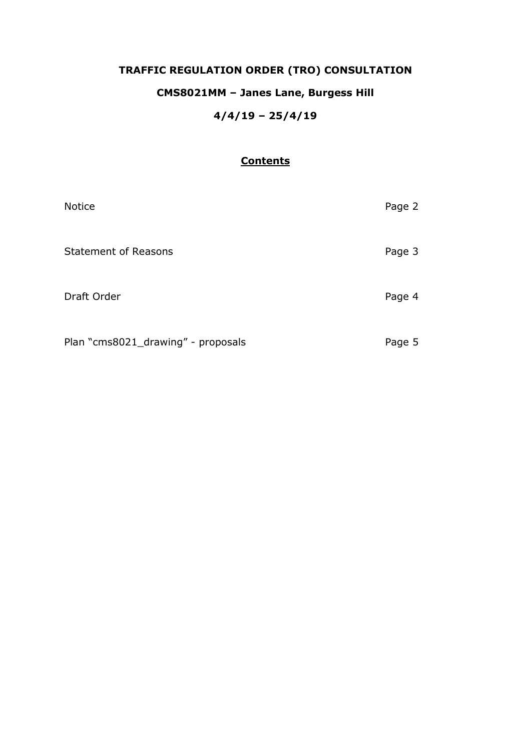# TRAFFIC REGULATION ORDER (TRO) CONSULTATION

## CMS8021MM – Janes Lane, Burgess Hill

## 4/4/19 – 25/4/19

### Contents

| | |
|---|---|
| Notice | Page 2 |
| Statement of Reasons | Page 3 |
| Draft Order | Page 4 |
| Plan "cms8021_drawing" - proposals | Page 5 |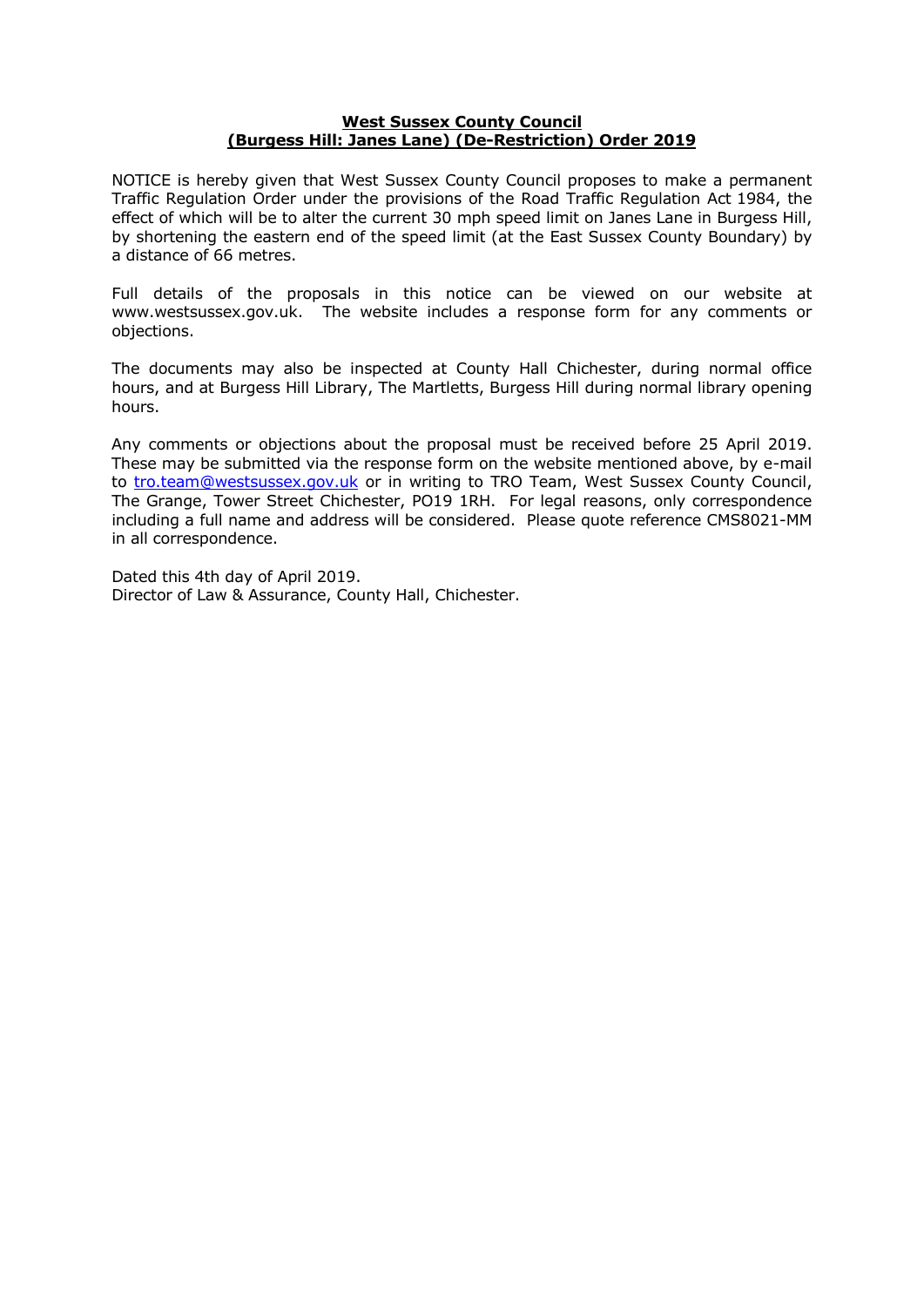**West Sussex County Council**
**(Burgess Hill: Janes Lane) (De-Restriction) Order 2019**

NOTICE is hereby given that West Sussex County Council proposes to make a permanent Traffic Regulation Order under the provisions of the Road Traffic Regulation Act 1984, the effect of which will be to alter the current 30 mph speed limit on Janes Lane in Burgess Hill, by shortening the eastern end of the speed limit (at the East Sussex County Boundary) by a distance of 66 metres.

Full details of the proposals in this notice can be viewed on our website at www.westsussex.gov.uk. The website includes a response form for any comments or objections.

The documents may also be inspected at County Hall Chichester, during normal office hours, and at Burgess Hill Library, The Martletts, Burgess Hill during normal library opening hours.

Any comments or objections about the proposal must be received before 25 April 2019. These may be submitted via the response form on the website mentioned above, by e-mail to tro.team@westsussex.gov.uk or in writing to TRO Team, West Sussex County Council, The Grange, Tower Street Chichester, PO19 1RH. For legal reasons, only correspondence including a full name and address will be considered. Please quote reference CMS8021-MM in all correspondence.

Dated this 4th day of April 2019.
Director of Law & Assurance, County Hall, Chichester.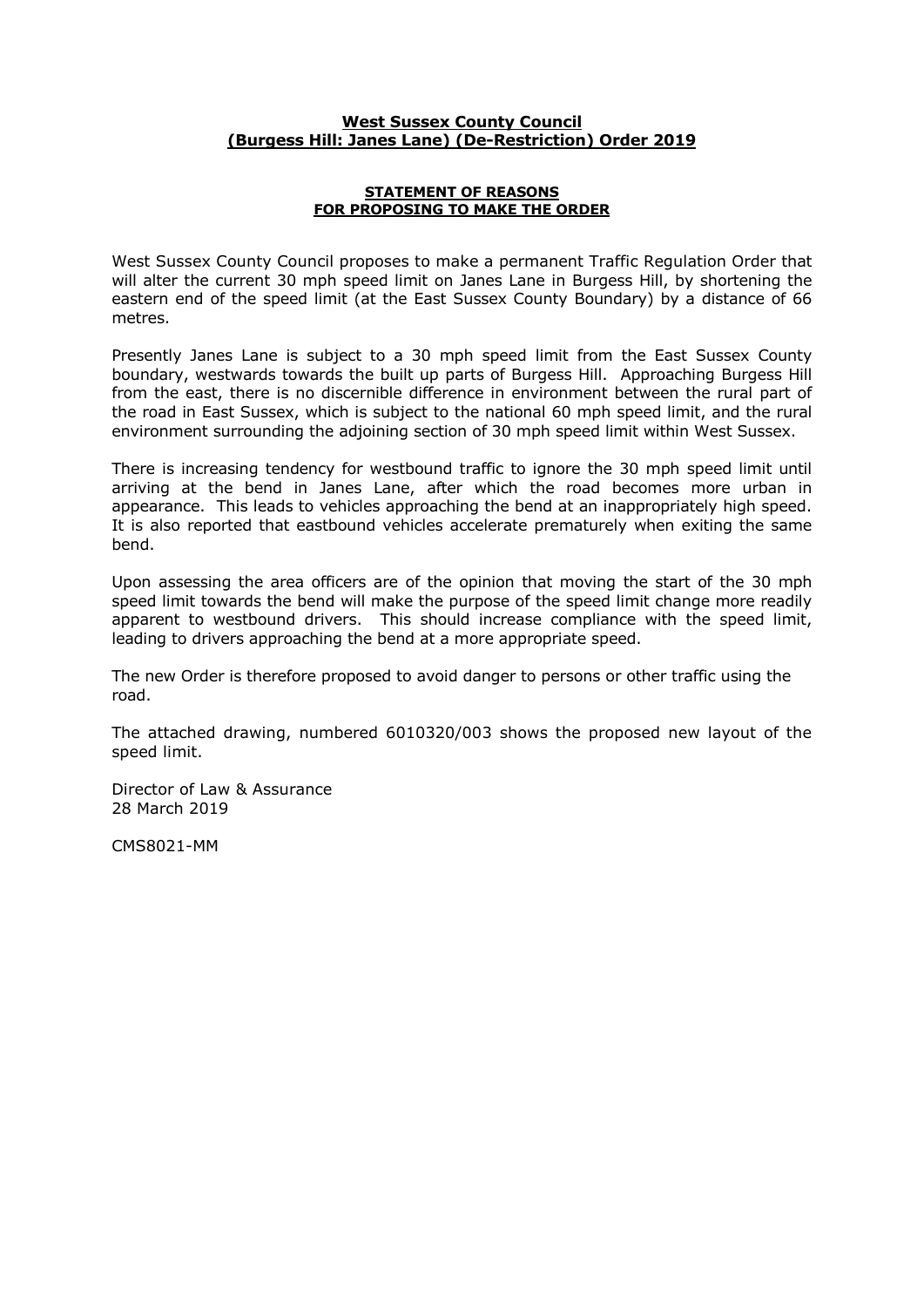**West Sussex County Council**
**(Burgess Hill: Janes Lane) (De-Restriction) Order 2019**

**STATEMENT OF REASONS**
**FOR PROPOSING TO MAKE THE ORDER**

West Sussex County Council proposes to make a permanent Traffic Regulation Order that will alter the current 30 mph speed limit on Janes Lane in Burgess Hill, by shortening the eastern end of the speed limit (at the East Sussex County Boundary) by a distance of 66 metres.

Presently Janes Lane is subject to a 30 mph speed limit from the East Sussex County boundary, westwards towards the built up parts of Burgess Hill. Approaching Burgess Hill from the east, there is no discernible difference in environment between the rural part of the road in East Sussex, which is subject to the national 60 mph speed limit, and the rural environment surrounding the adjoining section of 30 mph speed limit within West Sussex.

There is increasing tendency for westbound traffic to ignore the 30 mph speed limit until arriving at the bend in Janes Lane, after which the road becomes more urban in appearance. This leads to vehicles approaching the bend at an inappropriately high speed. It is also reported that eastbound vehicles accelerate prematurely when exiting the same bend.

Upon assessing the area officers are of the opinion that moving the start of the 30 mph speed limit towards the bend will make the purpose of the speed limit change more readily apparent to westbound drivers. This should increase compliance with the speed limit, leading to drivers approaching the bend at a more appropriate speed.

The new Order is therefore proposed to avoid danger to persons or other traffic using the road.

The attached drawing, numbered 6010320/003 shows the proposed new layout of the speed limit.

Director of Law & Assurance
28 March 2019

CMS8021-MM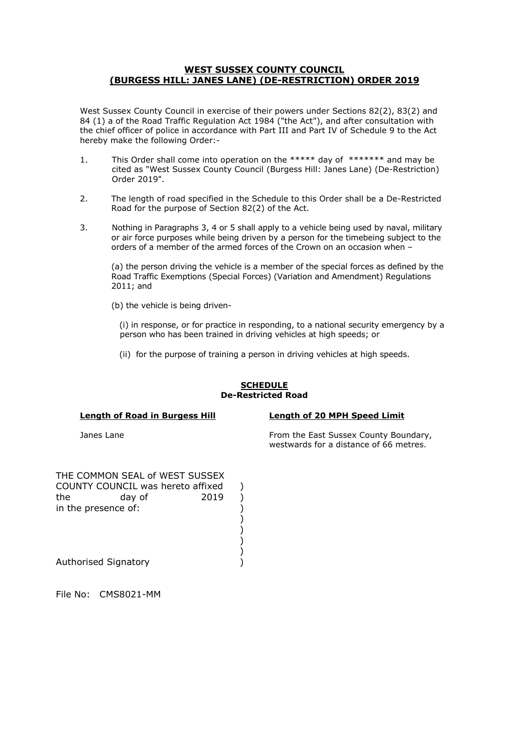# WEST SUSSEX COUNTY COUNCIL
# (BURGESS HILL: JANES LANE) (DE-RESTRICTION) ORDER 2019

West Sussex County Council in exercise of their powers under Sections 82(2), 83(2) and 84 (1) a of the Road Traffic Regulation Act 1984 ("the Act"), and after consultation with the chief officer of police in accordance with Part III and Part IV of Schedule 9 to the Act hereby make the following Order:-

1. This Order shall come into operation on the ***** day of ******* and may be cited as "West Sussex County Council (Burgess Hill: Janes Lane) (De-Restriction) Order 2019".

2. The length of road specified in the Schedule to this Order shall be a De-Restricted Road for the purpose of Section 82(2) of the Act.

3. Nothing in Paragraphs 3, 4 or 5 shall apply to a vehicle being used by naval, military or air force purposes while being driven by a person for the timebeing subject to the orders of a member of the armed forces of the Crown on an occasion when –

   (a) the person driving the vehicle is a member of the special forces as defined by the Road Traffic Exemptions (Special Forces) (Variation and Amendment) Regulations 2011; and

   (b) the vehicle is being driven-

      (i) in response, or for practice in responding, to a national security emergency by a person who has been trained in driving vehicles at high speeds; or

      (ii) for the purpose of training a person in driving vehicles at high speeds.

## SCHEDULE
### De-Restricted Road

| **Length of Road in Burgess Hill** | **Length of 20 MPH Speed Limit** |
|---|---|
| Janes Lane | From the East Sussex County Boundary, westwards for a distance of 66 metres. |

THE COMMON SEAL of WEST SUSSEX
COUNTY COUNCIL was hereto affixed )
the day of 2019 )
in the presence of: )

Authorised Signatory )

File No: CMS8021-MM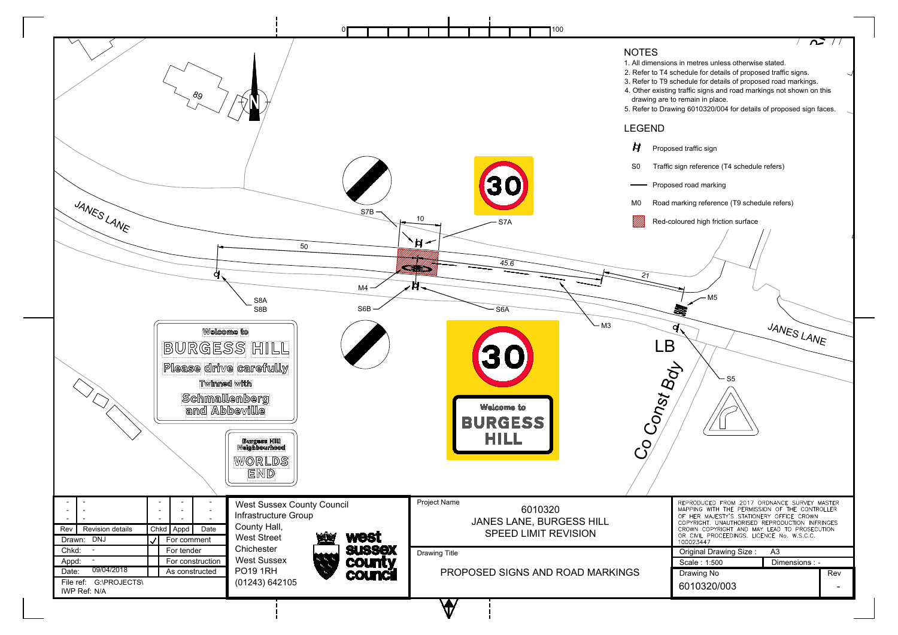## NOTES

1. All dimensions in metres unless otherwise stated.
2. Refer to T4 schedule for details of proposed traffic signs.
3. Refer to T9 schedule for details of proposed road markings.
4. Other existing traffic signs and road markings not shown on this drawing are to remain in place.
5. Refer to Drawing 6010320/004 for details of proposed sign faces.

## LEGEND

- Proposed traffic sign
- S0 — Traffic sign reference (T4 schedule refers)
- Proposed road marking
- M0 — Road marking reference (T9 schedule refers)
- Red-coloured high friction surface

JANES LANE

S7B, S7A, 10, 50, 45.6, 21, M4, M3, M5, S6B, S6A, S8A, S8B, S5

LB

Co Const Bdy

89

N

0 — 100

Welcome to
BURGESS HILL
Please drive carefully
Twinned with
Schmallenberg
and Abbeville

Burgess Hill
Neighbourhood
WORLDS
END

30

Welcome to
BURGESS
HILL

| Rev | Revision details | Chkd | Appd | Date |
|---|---|---|---|---|
| - | - | - | - | - |
| - | - | - | - | - |
| - | - | - | - | - |

| | | | |
|---|---|---|---|
| Drawn: | DNJ | ✓ | For comment |
| Chkd: | - | | For tender |
| Appd: | - | | For construction |
| Date: | 09/04/2018 | | As constructed |

File ref: G:\PROJECTS\
IWP Ref: N/A

West Sussex County Council
Infrastructure Group
County Hall,
West Street
Chichester
West Sussex
PO19 1RH
(01243) 642105

west sussex county council

Project Name
6010320
JANES LANE, BURGESS HILL
SPEED LIMIT REVISION

Drawing Title
PROPOSED SIGNS AND ROAD MARKINGS

REPRODUCED FROM 2017 ORDNANCE SURVEY MASTER MAPPING WITH THE PERMISSION OF THE CONTROLLER OF HER MAJESTY'S STATIONERY OFFICE CROWN COPYRIGHT. UNAUTHORISED REPRODUCTION INFRINGES CROWN COPYRIGHT AND MAY LEAD TO PROSECUTION OR CIVIL PROCEEDINGS. LICENCE No. W.S.C.C. 100023447

| | |
|---|---|
| Original Drawing Size : | A3 |
| Scale : 1:500 | Dimensions : - |
| Drawing No 6010320/003 | Rev - |